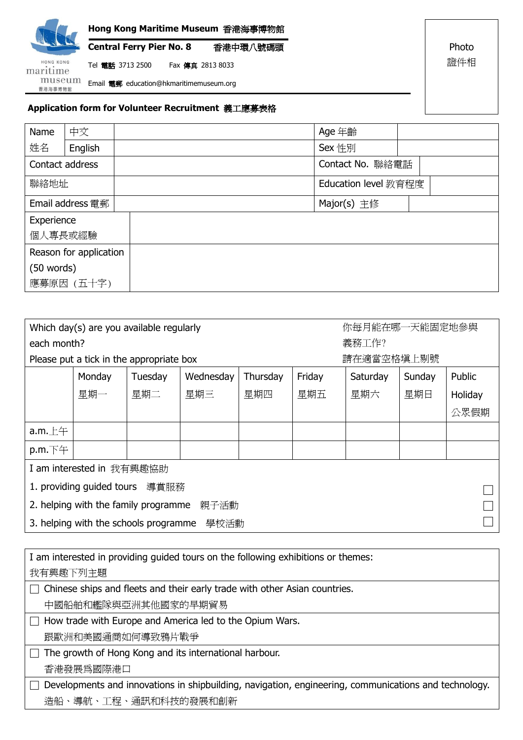**Hong Kong Maritime Museum 香港海事博物館**

**Central Ferry Pier No. 8 香港中環八號碼頭**

Tel 電話 3713 2500 Fax 傳真 2813 8033

Email 電郵 education@hkmaritimemuseum.org

Photo 證件相

**Application form for Volunteer Recruitment 義工應募表格**

| Name 姓名 | 中文 | | Age 年齡 | |
|---|---|---|---|---|
| | English | | Sex 性別 | |
| Contact address 聯絡地址 | | | Contact No. 聯絡電話 | |
| | | | Education level 教育程度 | |
| Email address 電郵 | | | Major(s) 主修 | |
| Experience 個人專長或經驗 | | | | |
| Reason for application (50 words) 應募原因（五十字） | | | | |

Which day(s) are you available regularly each month? 你每月能在哪一天能固定地參與義務工作?

Please put a tick in the appropriate box 請在適當空格填上剔號

| | Monday 星期一 | Tuesday 星期二 | Wednesday 星期三 | Thursday 星期四 | Friday 星期五 | Saturday 星期六 | Sunday 星期日 | Public Holiday 公眾假期 |
|---|---|---|---|---|---|---|---|---|
| a.m.上午 | | | | | | | | |
| p.m.下午 | | | | | | | | |

I am interested in 我有興趣協助

1. providing guided tours 導賞服務 ☐
2. helping with the family programme 親子活動 ☐
3. helping with the schools programme 學校活動 ☐

I am interested in providing guided tours on the following exhibitions or themes:
我有興趣下列主題

- ☐ Chinese ships and fleets and their early trade with other Asian countries.
  中國船舶和艦隊與亞洲其他國家的早期貿易
- ☐ How trade with Europe and America led to the Opium Wars.
  跟歐洲和美國通商如何導致鴉片戰爭
- ☐ The growth of Hong Kong and its international harbour.
  香港發展爲國際港口
- ☐ Developments and innovations in shipbuilding, navigation, engineering, communications and technology.
  造船、導航、工程、通訊和科技的發展和創新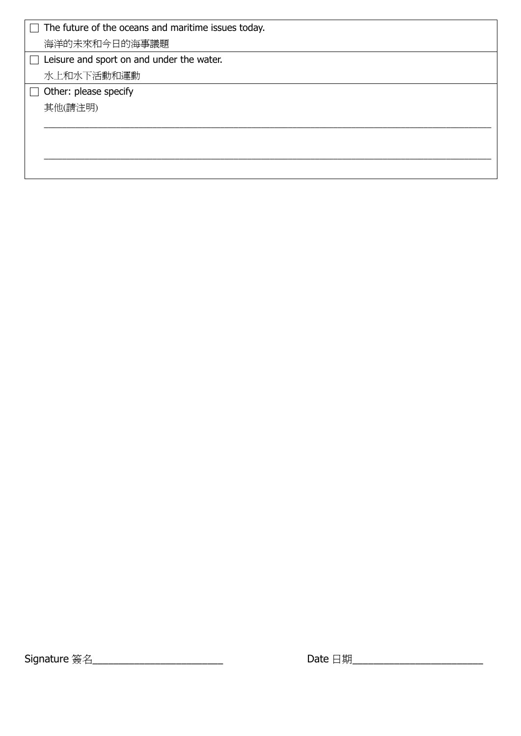- ☐ The future of the oceans and maritime issues today.
  海洋的未來和今日的海事議題
- ☐ Leisure and sport on and under the water.
  水上和水下活動和運動
- ☐ Other: please specify
  其他(請注明)
  
  ______________________________________________________________________________
  
  ______________________________________________________________________________

Signature 簽名________________________ Date 日期________________________